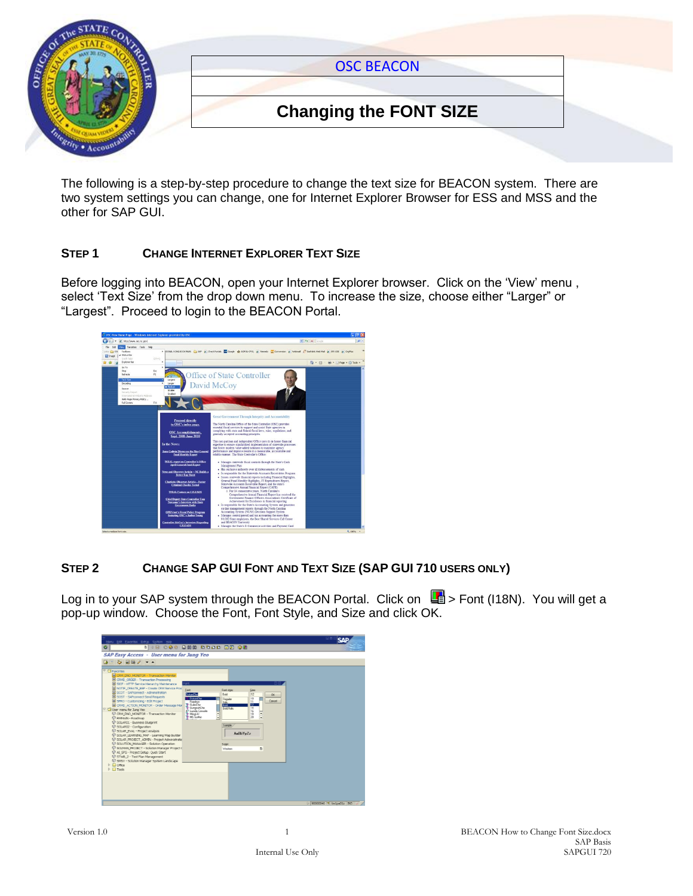# OSC BEACON

## Changing the FONT SIZE

The following is a step-by-step procedure to change the text size for BEACON system. There are two system settings you can change, one for Internet Explorer Browser for ESS and MSS and the other for SAP GUI.

### STEP 1 CHANGE INTERNET EXPLORER TEXT SIZE

Before logging into BEACON, open your Internet Explorer browser. Click on the 'View' menu , select 'Text Size' from the drop down menu. To increase the size, choose either "Larger" or "Largest". Proceed to login to the BEACON Portal.

### STEP 2 CHANGE SAP GUI FONT AND TEXT SIZE (SAP GUI 710 USERS ONLY)

Log in to your SAP system through the BEACON Portal. Click on > Font (I18N). You will get a pop-up window. Choose the Font, Font Style, and Size and click OK.

Version 1.0

BEACON How to Change Font Size.docx
SAP Basis
SAPGUI 720

Internal Use Only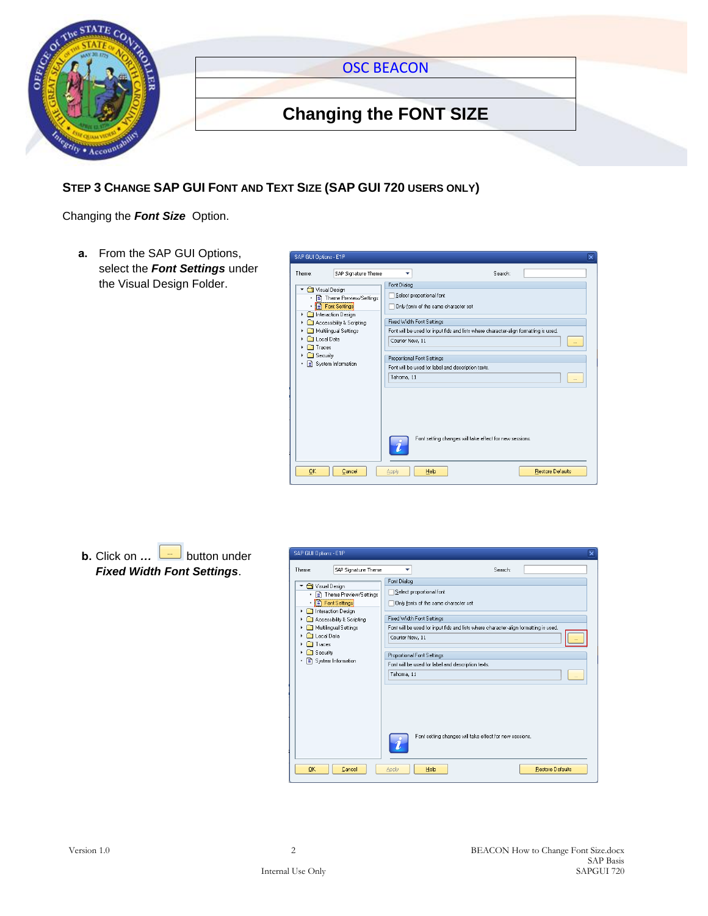OSC BEACON

# Changing the FONT SIZE

## STEP 3 CHANGE SAP GUI FONT AND TEXT SIZE (SAP GUI 720 USERS ONLY)

Changing the ***Font Size*** Option.

**a.** From the SAP GUI Options, select the ***Font Settings*** under the Visual Design Folder.

**b.** Click on **…** button under ***Fixed Width Font Settings***.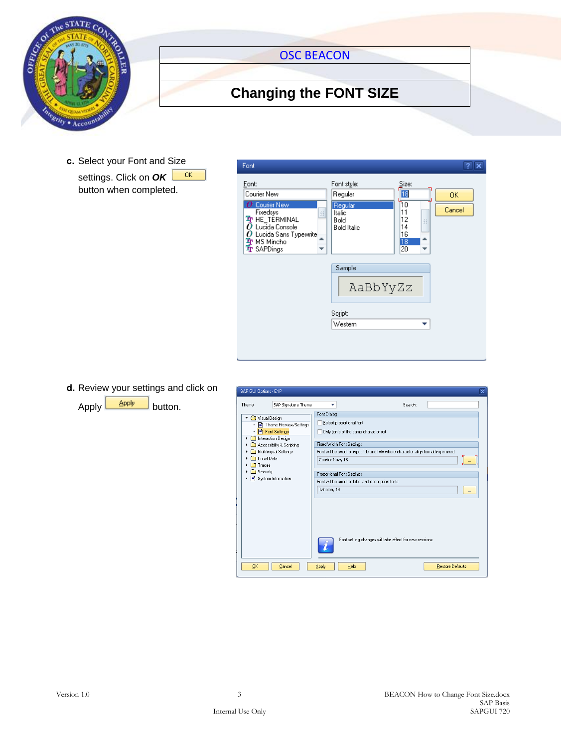OSC BEACON

# Changing the FONT SIZE

**c.** Select your Font and Size settings. Click on ***OK*** button when completed.

**d.** Review your settings and click on Apply button.